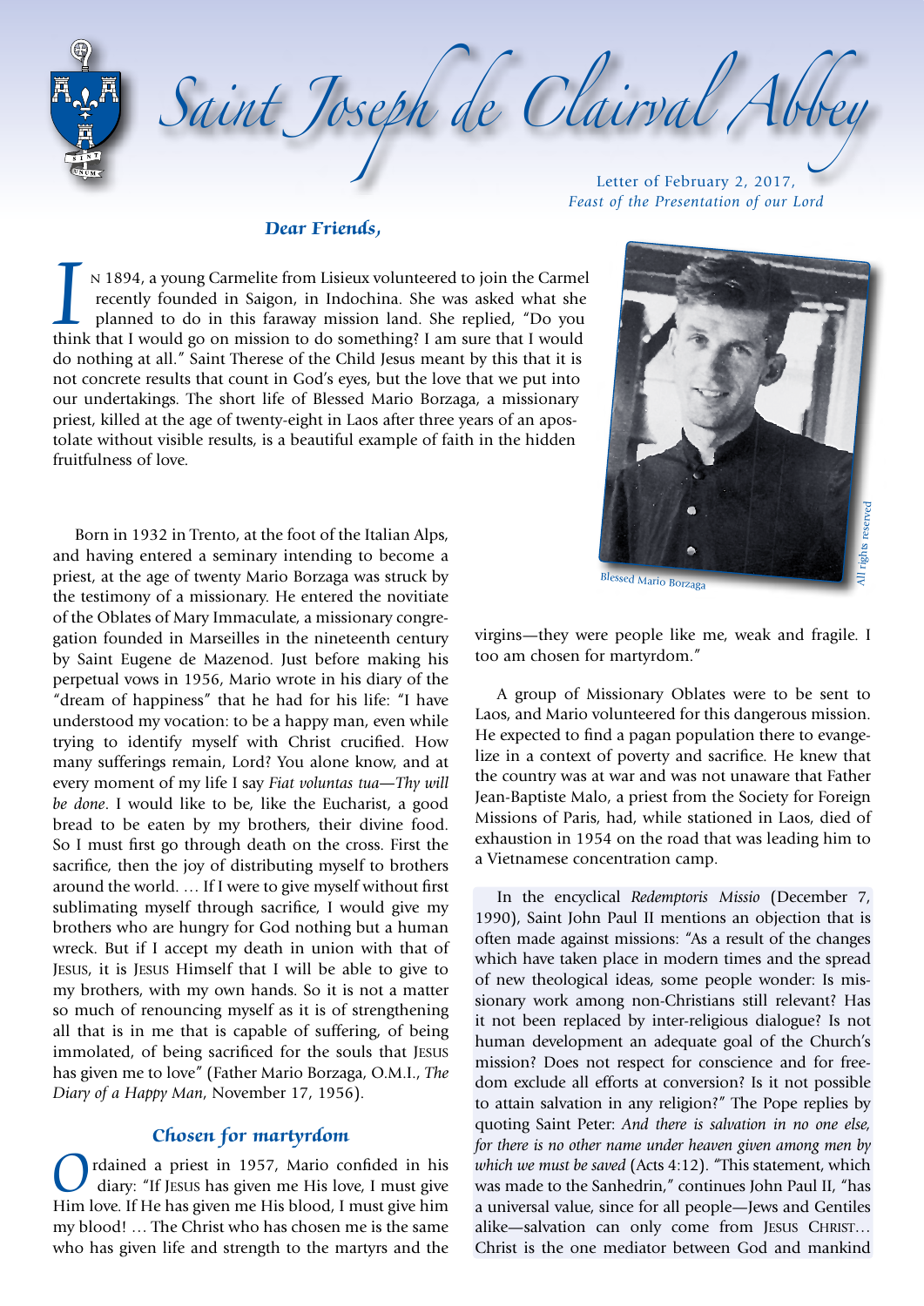# Saint Joseph de Clairval Abbey

Letter of February 2, 2017,
*Feast of the Presentation of our Lord*

***Dear Friends,***

In 1894, a young Carmelite from Lisieux volunteered to join the Carmel recently founded in Saigon, in Indochina. She was asked what she planned to do in this faraway mission land. She replied, "Do you think that I would go on mission to do something? I am sure that I would do nothing at all." Saint Therese of the Child Jesus meant by this that it is not concrete results that count in God's eyes, but the love that we put into our undertakings. The short life of Blessed Mario Borzaga, a missionary priest, killed at the age of twenty-eight in Laos after three years of an apostolate without visible results, is a beautiful example of faith in the hidden fruitfulness of love.

Blessed Mario Borzaga

Born in 1932 in Trento, at the foot of the Italian Alps, and having entered a seminary intending to become a priest, at the age of twenty Mario Borzaga was struck by the testimony of a missionary. He entered the novitiate of the Oblates of Mary Immaculate, a missionary congregation founded in Marseilles in the nineteenth century by Saint Eugene de Mazenod. Just before making his perpetual vows in 1956, Mario wrote in his diary of the "dream of happiness" that he had for his life: "I have understood my vocation: to be a happy man, even while trying to identify myself with Christ crucified. How many sufferings remain, Lord? You alone know, and at every moment of my life I say *Fiat voluntas tua—Thy will be done*. I would like to be, like the Eucharist, a good bread to be eaten by my brothers, their divine food. So I must first go through death on the cross. First the sacrifice, then the joy of distributing myself to brothers around the world. … If I were to give myself without first sublimating myself through sacrifice, I would give my brothers who are hungry for God nothing but a human wreck. But if I accept my death in union with that of Jesus, it is Jesus Himself that I will be able to give to my brothers, with my own hands. So it is not a matter so much of renouncing myself as it is of strengthening all that is in me that is capable of suffering, of being immolated, of being sacrificed for the souls that Jesus has given me to love" (Father Mario Borzaga, O.M.I., *The Diary of a Happy Man*, November 17, 1956).

## Chosen for martyrdom

Ordained a priest in 1957, Mario confided in his diary: "If Jesus has given me His love, I must give Him love. If He has given me His blood, I must give him my blood! … The Christ who has chosen me is the same who has given life and strength to the martyrs and the virgins—they were people like me, weak and fragile. I too am chosen for martyrdom."

A group of Missionary Oblates were to be sent to Laos, and Mario volunteered for this dangerous mission. He expected to find a pagan population there to evangelize in a context of poverty and sacrifice. He knew that the country was at war and was not unaware that Father Jean-Baptiste Malo, a priest from the Society for Foreign Missions of Paris, had, while stationed in Laos, died of exhaustion in 1954 on the road that was leading him to a Vietnamese concentration camp.

In the encyclical *Redemptoris Missio* (December 7, 1990), Saint John Paul II mentions an objection that is often made against missions: "As a result of the changes which have taken place in modern times and the spread of new theological ideas, some people wonder: Is missionary work among non-Christians still relevant? Has it not been replaced by inter-religious dialogue? Is not human development an adequate goal of the Church's mission? Does not respect for conscience and for freedom exclude all efforts at conversion? Is it not possible to attain salvation in any religion?" The Pope replies by quoting Saint Peter: *And there is salvation in no one else, for there is no other name under heaven given among men by which we must be saved* (Acts 4:12). "This statement, which was made to the Sanhedrin," continues John Paul II, "has a universal value, since for all people—Jews and Gentiles alike—salvation can only come from Jesus Christ… Christ is the one mediator between God and mankind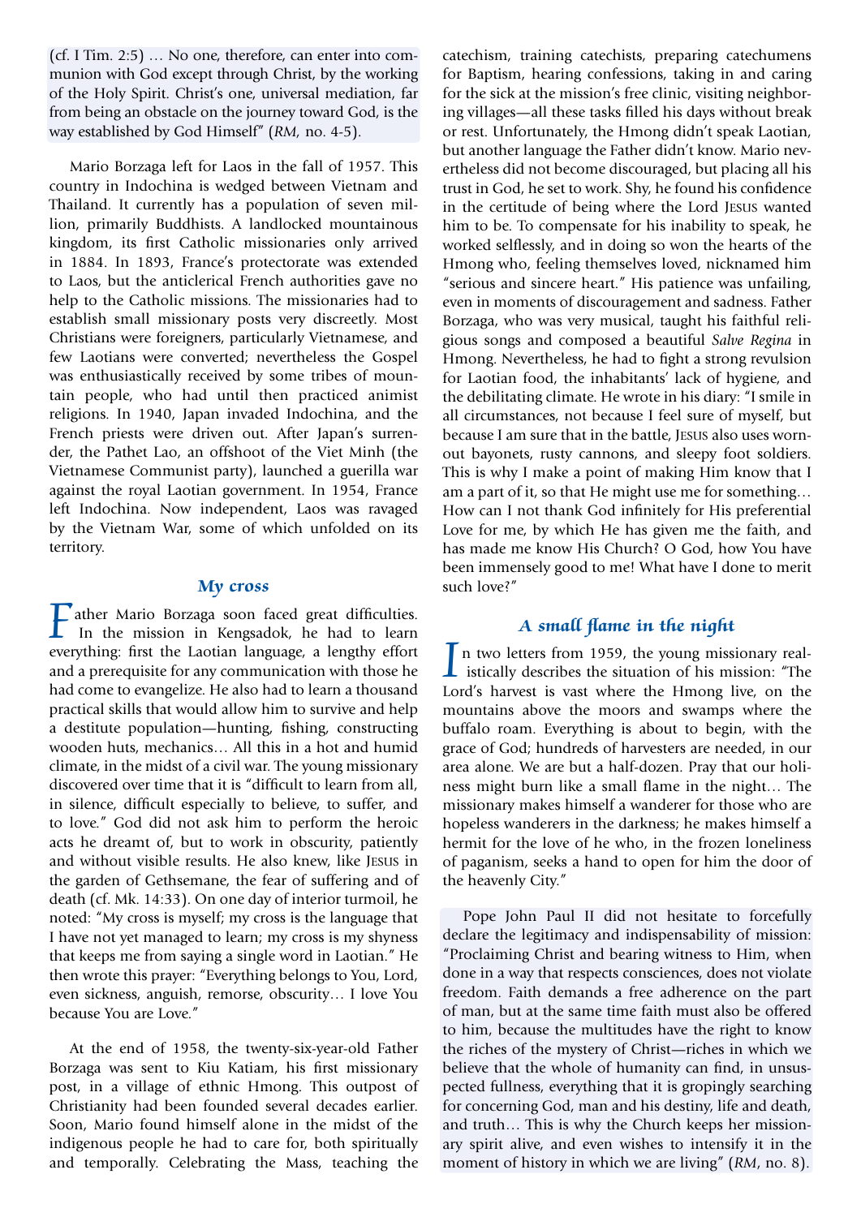(cf. I Tim. 2:5) … No one, therefore, can enter into communion with God except through Christ, by the working of the Holy Spirit. Christ's one, universal mediation, far from being an obstacle on the journey toward God, is the way established by God Himself" (*RM*, no. 4-5).

Mario Borzaga left for Laos in the fall of 1957. This country in Indochina is wedged between Vietnam and Thailand. It currently has a population of seven million, primarily Buddhists. A landlocked mountainous kingdom, its first Catholic missionaries only arrived in 1884. In 1893, France's protectorate was extended to Laos, but the anticlerical French authorities gave no help to the Catholic missions. The missionaries had to establish small missionary posts very discreetly. Most Christians were foreigners, particularly Vietnamese, and few Laotians were converted; nevertheless the Gospel was enthusiastically received by some tribes of mountain people, who had until then practiced animist religions. In 1940, Japan invaded Indochina, and the French priests were driven out. After Japan's surrender, the Pathet Lao, an offshoot of the Viet Minh (the Vietnamese Communist party), launched a guerilla war against the royal Laotian government. In 1954, France left Indochina. Now independent, Laos was ravaged by the Vietnam War, some of which unfolded on its territory.

## My cross

Father Mario Borzaga soon faced great difficulties. In the mission in Kengsadok, he had to learn everything: first the Laotian language, a lengthy effort and a prerequisite for any communication with those he had come to evangelize. He also had to learn a thousand practical skills that would allow him to survive and help a destitute population—hunting, fishing, constructing wooden huts, mechanics… All this in a hot and humid climate, in the midst of a civil war. The young missionary discovered over time that it is "difficult to learn from all, in silence, difficult especially to believe, to suffer, and to love." God did not ask him to perform the heroic acts he dreamt of, but to work in obscurity, patiently and without visible results. He also knew, like JESUS in the garden of Gethsemane, the fear of suffering and of death (cf. Mk. 14:33). On one day of interior turmoil, he noted: "My cross is myself; my cross is the language that I have not yet managed to learn; my cross is my shyness that keeps me from saying a single word in Laotian." He then wrote this prayer: "Everything belongs to You, Lord, even sickness, anguish, remorse, obscurity… I love You because You are Love."

At the end of 1958, the twenty-six-year-old Father Borzaga was sent to Kiu Katiam, his first missionary post, in a village of ethnic Hmong. This outpost of Christianity had been founded several decades earlier. Soon, Mario found himself alone in the midst of the indigenous people he had to care for, both spiritually and temporally. Celebrating the Mass, teaching the catechism, training catechists, preparing catechumens for Baptism, hearing confessions, taking in and caring for the sick at the mission's free clinic, visiting neighboring villages—all these tasks filled his days without break or rest. Unfortunately, the Hmong didn't speak Laotian, but another language the Father didn't know. Mario nevertheless did not become discouraged, but placing all his trust in God, he set to work. Shy, he found his confidence in the certitude of being where the Lord JESUS wanted him to be. To compensate for his inability to speak, he worked selflessly, and in doing so won the hearts of the Hmong who, feeling themselves loved, nicknamed him "serious and sincere heart." His patience was unfailing, even in moments of discouragement and sadness. Father Borzaga, who was very musical, taught his faithful religious songs and composed a beautiful *Salve Regina* in Hmong. Nevertheless, he had to fight a strong revulsion for Laotian food, the inhabitants' lack of hygiene, and the debilitating climate. He wrote in his diary: "I smile in all circumstances, not because I feel sure of myself, but because I am sure that in the battle, JESUS also uses worn-out bayonets, rusty cannons, and sleepy foot soldiers. This is why I make a point of making Him know that I am a part of it, so that He might use me for something… How can I not thank God infinitely for His preferential Love for me, by which He has given me the faith, and has made me know His Church? O God, how You have been immensely good to me! What have I done to merit such love?"

## A small flame in the night

In two letters from 1959, the young missionary realistically describes the situation of his mission: "The Lord's harvest is vast where the Hmong live, on the mountains above the moors and swamps where the buffalo roam. Everything is about to begin, with the grace of God; hundreds of harvesters are needed, in our area alone. We are but a half-dozen. Pray that our holiness might burn like a small flame in the night… The missionary makes himself a wanderer for those who are hopeless wanderers in the darkness; he makes himself a hermit for the love of he who, in the frozen loneliness of paganism, seeks a hand to open for him the door of the heavenly City."

Pope John Paul II did not hesitate to forcefully declare the legitimacy and indispensability of mission: "Proclaiming Christ and bearing witness to Him, when done in a way that respects consciences, does not violate freedom. Faith demands a free adherence on the part of man, but at the same time faith must also be offered to him, because the multitudes have the right to know the riches of the mystery of Christ—riches in which we believe that the whole of humanity can find, in unsuspected fullness, everything that it is gropingly searching for concerning God, man and his destiny, life and death, and truth… This is why the Church keeps her missionary spirit alive, and even wishes to intensify it in the moment of history in which we are living" (*RM*, no. 8).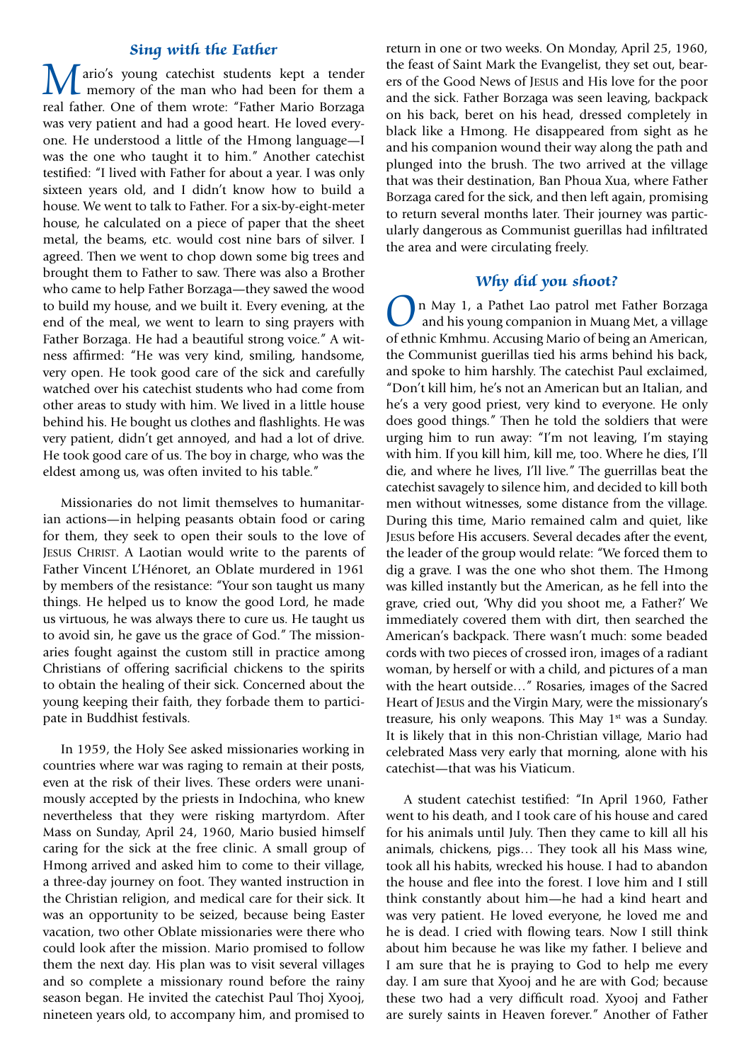## *Sing with the Father*

Mario's young catechist students kept a tender memory of the man who had been for them a real father. One of them wrote: "Father Mario Borzaga was very patient and had a good heart. He loved everyone. He understood a little of the Hmong language—I was the one who taught it to him." Another catechist testified: "I lived with Father for about a year. I was only sixteen years old, and I didn't know how to build a house. We went to talk to Father. For a six-by-eight-meter house, he calculated on a piece of paper that the sheet metal, the beams, etc. would cost nine bars of silver. I agreed. Then we went to chop down some big trees and brought them to Father to saw. There was also a Brother who came to help Father Borzaga—they sawed the wood to build my house, and we built it. Every evening, at the end of the meal, we went to learn to sing prayers with Father Borzaga. He had a beautiful strong voice." A witness affirmed: "He was very kind, smiling, handsome, very open. He took good care of the sick and carefully watched over his catechist students who had come from other areas to study with him. We lived in a little house behind his. He bought us clothes and flashlights. He was very patient, didn't get annoyed, and had a lot of drive. He took good care of us. The boy in charge, who was the eldest among us, was often invited to his table."

Missionaries do not limit themselves to humanitarian actions—in helping peasants obtain food or caring for them, they seek to open their souls to the love of JESUS CHRIST. A Laotian would write to the parents of Father Vincent L'Hénoret, an Oblate murdered in 1961 by members of the resistance: "Your son taught us many things. He helped us to know the good Lord, he made us virtuous, he was always there to cure us. He taught us to avoid sin, he gave us the grace of God." The missionaries fought against the custom still in practice among Christians of offering sacrificial chickens to the spirits to obtain the healing of their sick. Concerned about the young keeping their faith, they forbade them to participate in Buddhist festivals.

In 1959, the Holy See asked missionaries working in countries where war was raging to remain at their posts, even at the risk of their lives. These orders were unanimously accepted by the priests in Indochina, who knew nevertheless that they were risking martyrdom. After Mass on Sunday, April 24, 1960, Mario busied himself caring for the sick at the free clinic. A small group of Hmong arrived and asked him to come to their village, a three-day journey on foot. They wanted instruction in the Christian religion, and medical care for their sick. It was an opportunity to be seized, because being Easter vacation, two other Oblate missionaries were there who could look after the mission. Mario promised to follow them the next day. His plan was to visit several villages and so complete a missionary round before the rainy season began. He invited the catechist Paul Thoj Xyooj, nineteen years old, to accompany him, and promised to return in one or two weeks. On Monday, April 25, 1960, the feast of Saint Mark the Evangelist, they set out, bearers of the Good News of JESUS and His love for the poor and the sick. Father Borzaga was seen leaving, backpack on his back, beret on his head, dressed completely in black like a Hmong. He disappeared from sight as he and his companion wound their way along the path and plunged into the brush. The two arrived at the village that was their destination, Ban Phoua Xua, where Father Borzaga cared for the sick, and then left again, promising to return several months later. Their journey was particularly dangerous as Communist guerillas had infiltrated the area and were circulating freely.

## *Why did you shoot?*

On May 1, a Pathet Lao patrol met Father Borzaga and his young companion in Muang Met, a village of ethnic Kmhmu. Accusing Mario of being an American, the Communist guerillas tied his arms behind his back, and spoke to him harshly. The catechist Paul exclaimed, "Don't kill him, he's not an American but an Italian, and he's a very good priest, very kind to everyone. He only does good things." Then he told the soldiers that were urging him to run away: "I'm not leaving, I'm staying with him. If you kill him, kill me, too. Where he dies, I'll die, and where he lives, I'll live." The guerrillas beat the catechist savagely to silence him, and decided to kill both men without witnesses, some distance from the village. During this time, Mario remained calm and quiet, like JESUS before His accusers. Several decades after the event, the leader of the group would relate: "We forced them to dig a grave. I was the one who shot them. The Hmong was killed instantly but the American, as he fell into the grave, cried out, 'Why did you shoot me, a Father?' We immediately covered them with dirt, then searched the American's backpack. There wasn't much: some beaded cords with two pieces of crossed iron, images of a radiant woman, by herself or with a child, and pictures of a man with the heart outside…" Rosaries, images of the Sacred Heart of JESUS and the Virgin Mary, were the missionary's treasure, his only weapons. This May 1st was a Sunday. It is likely that in this non-Christian village, Mario had celebrated Mass very early that morning, alone with his catechist—that was his Viaticum.

A student catechist testified: "In April 1960, Father went to his death, and I took care of his house and cared for his animals until July. Then they came to kill all his animals, chickens, pigs… They took all his Mass wine, took all his habits, wrecked his house. I had to abandon the house and flee into the forest. I love him and I still think constantly about him—he had a kind heart and was very patient. He loved everyone, he loved me and he is dead. I cried with flowing tears. Now I still think about him because he was like my father. I believe and I am sure that he is praying to God to help me every day. I am sure that Xyooj and he are with God; because these two had a very difficult road. Xyooj and Father are surely saints in Heaven forever." Another of Father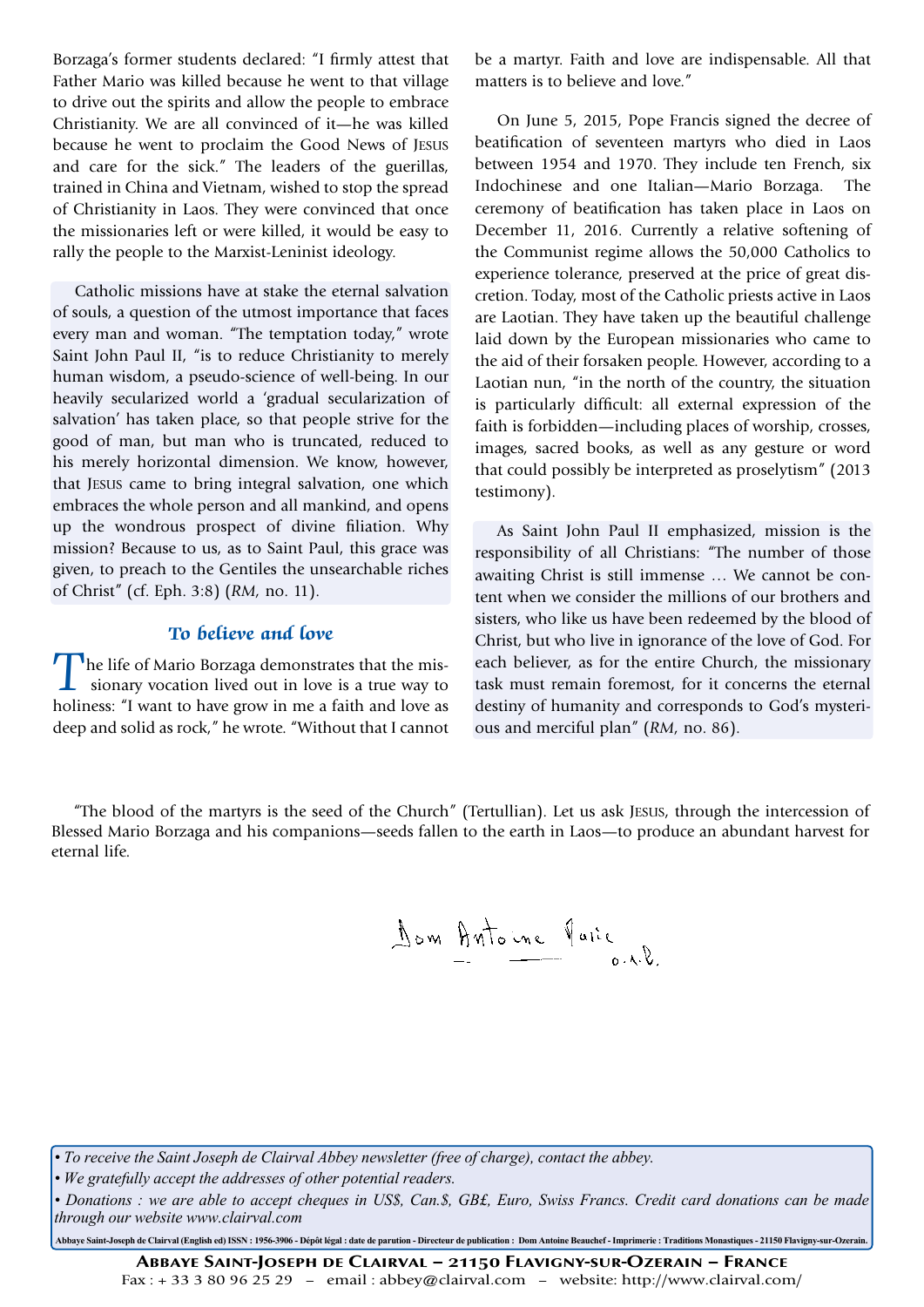Borzaga's former students declared: "I firmly attest that Father Mario was killed because he went to that village to drive out the spirits and allow the people to embrace Christianity. We are all convinced of it—he was killed because he went to proclaim the Good News of JESUS and care for the sick." The leaders of the guerillas, trained in China and Vietnam, wished to stop the spread of Christianity in Laos. They were convinced that once the missionaries left or were killed, it would be easy to rally the people to the Marxist-Leninist ideology.

Catholic missions have at stake the eternal salvation of souls, a question of the utmost importance that faces every man and woman. "The temptation today," wrote Saint John Paul II, "is to reduce Christianity to merely human wisdom, a pseudo-science of well-being. In our heavily secularized world a 'gradual secularization of salvation' has taken place, so that people strive for the good of man, but man who is truncated, reduced to his merely horizontal dimension. We know, however, that JESUS came to bring integral salvation, one which embraces the whole person and all mankind, and opens up the wondrous prospect of divine filiation. Why mission? Because to us, as to Saint Paul, this grace was given, to preach to the Gentiles the unsearchable riches of Christ" (cf. Eph. 3:8) (*RM*, no. 11).

## To believe and love

The life of Mario Borzaga demonstrates that the missionary vocation lived out in love is a true way to holiness: "I want to have grow in me a faith and love as deep and solid as rock," he wrote. "Without that I cannot be a martyr. Faith and love are indispensable. All that matters is to believe and love."

On June 5, 2015, Pope Francis signed the decree of beatification of seventeen martyrs who died in Laos between 1954 and 1970. They include ten French, six Indochinese and one Italian—Mario Borzaga. The ceremony of beatification has taken place in Laos on December 11, 2016. Currently a relative softening of the Communist regime allows the 50,000 Catholics to experience tolerance, preserved at the price of great discretion. Today, most of the Catholic priests active in Laos are Laotian. They have taken up the beautiful challenge laid down by the European missionaries who came to the aid of their forsaken people. However, according to a Laotian nun, "in the north of the country, the situation is particularly difficult: all external expression of the faith is forbidden—including places of worship, crosses, images, sacred books, as well as any gesture or word that could possibly be interpreted as proselytism" (2013 testimony).

As Saint John Paul II emphasized, mission is the responsibility of all Christians: "The number of those awaiting Christ is still immense … We cannot be content when we consider the millions of our brothers and sisters, who like us have been redeemed by the blood of Christ, but who live in ignorance of the love of God. For each believer, as for the entire Church, the missionary task must remain foremost, for it concerns the eternal destiny of humanity and corresponds to God's mysterious and merciful plan" (*RM*, no. 86).

"The blood of the martyrs is the seed of the Church" (Tertullian). Let us ask JESUS, through the intercession of Blessed Mario Borzaga and his companions—seeds fallen to the earth in Laos—to produce an abundant harvest for eternal life.

Dom Antoine Marie o.s.b.

- *To receive the Saint Joseph de Clairval Abbey newsletter (free of charge), contact the abbey.*
- *We gratefully accept the addresses of other potential readers.*
- *Donations : we are able to accept cheques in US$, Can.$, GB£, Euro, Swiss Francs. Credit card donations can be made through our website www.clairval.com*

**Abbaye Saint-Joseph de Clairval (English ed) ISSN : 1956-3906 - Dépôt légal : date de parution - Directeur de publication : Dom Antoine Beauchef - Imprimerie : Traditions Monastiques - 21150 Flavigny-sur-Ozerain.**

**ABBAYE SAINT-JOSEPH DE CLAIRVAL – 21150 FLAVIGNY-SUR-OZERAIN – FRANCE**
Fax : + 33 3 80 96 25 29 – email : abbey@clairval.com – website: http://www.clairval.com/